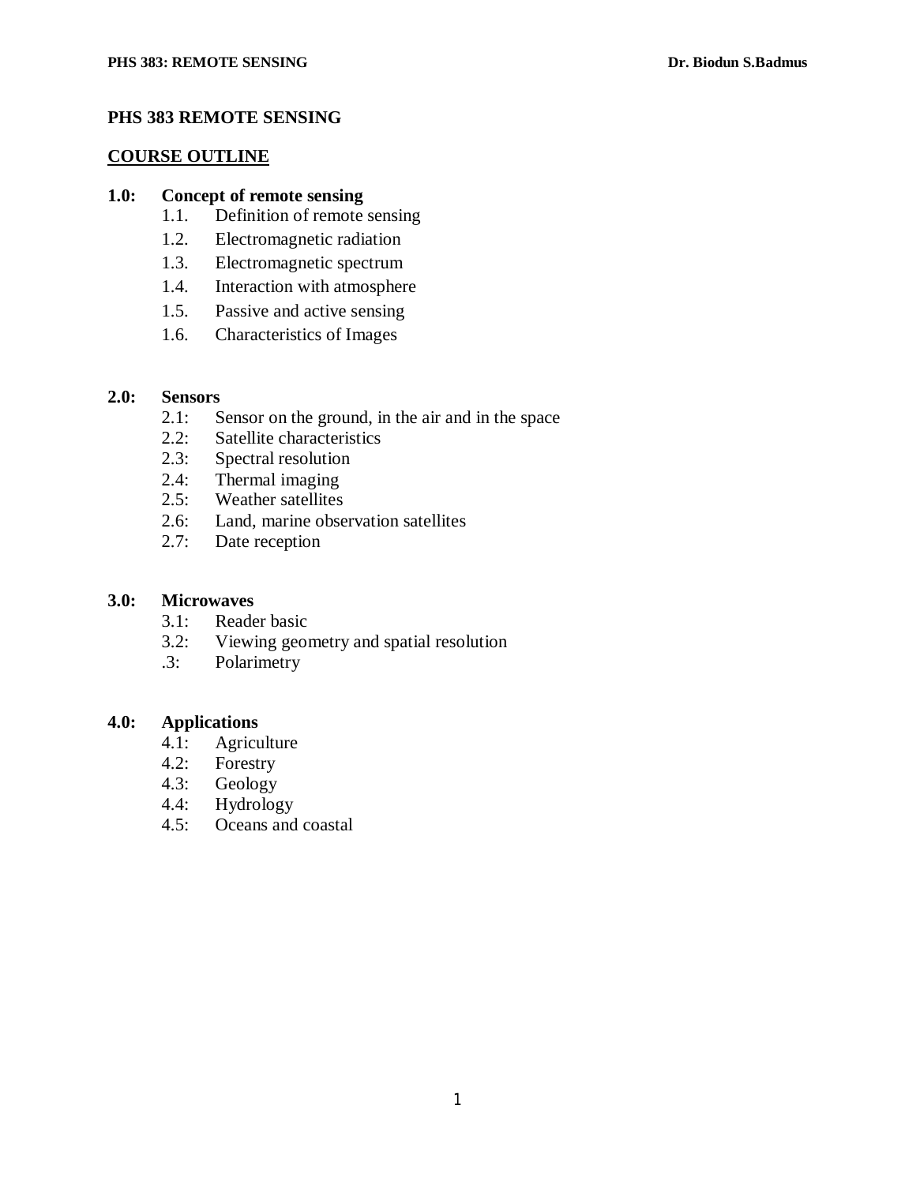# PHS 383 REMOTE SENSING

## COURSE OUTLINE

**1.0: Concept of remote sensing**

- 1.1. Definition of remote sensing
- 1.2. Electromagnetic radiation
- 1.3. Electromagnetic spectrum
- 1.4. Interaction with atmosphere
- 1.5. Passive and active sensing
- 1.6. Characteristics of Images

**2.0: Sensors**

- 2.1: Sensor on the ground, in the air and in the space
- 2.2: Satellite characteristics
- 2.3: Spectral resolution
- 2.4: Thermal imaging
- 2.5: Weather satellites
- 2.6: Land, marine observation satellites
- 2.7: Date reception

**3.0: Microwaves**

- 3.1: Reader basic
- 3.2: Viewing geometry and spatial resolution
- .3: Polarimetry

**4.0: Applications**

- 4.1: Agriculture
- 4.2: Forestry
- 4.3: Geology
- 4.4: Hydrology
- 4.5: Oceans and coastal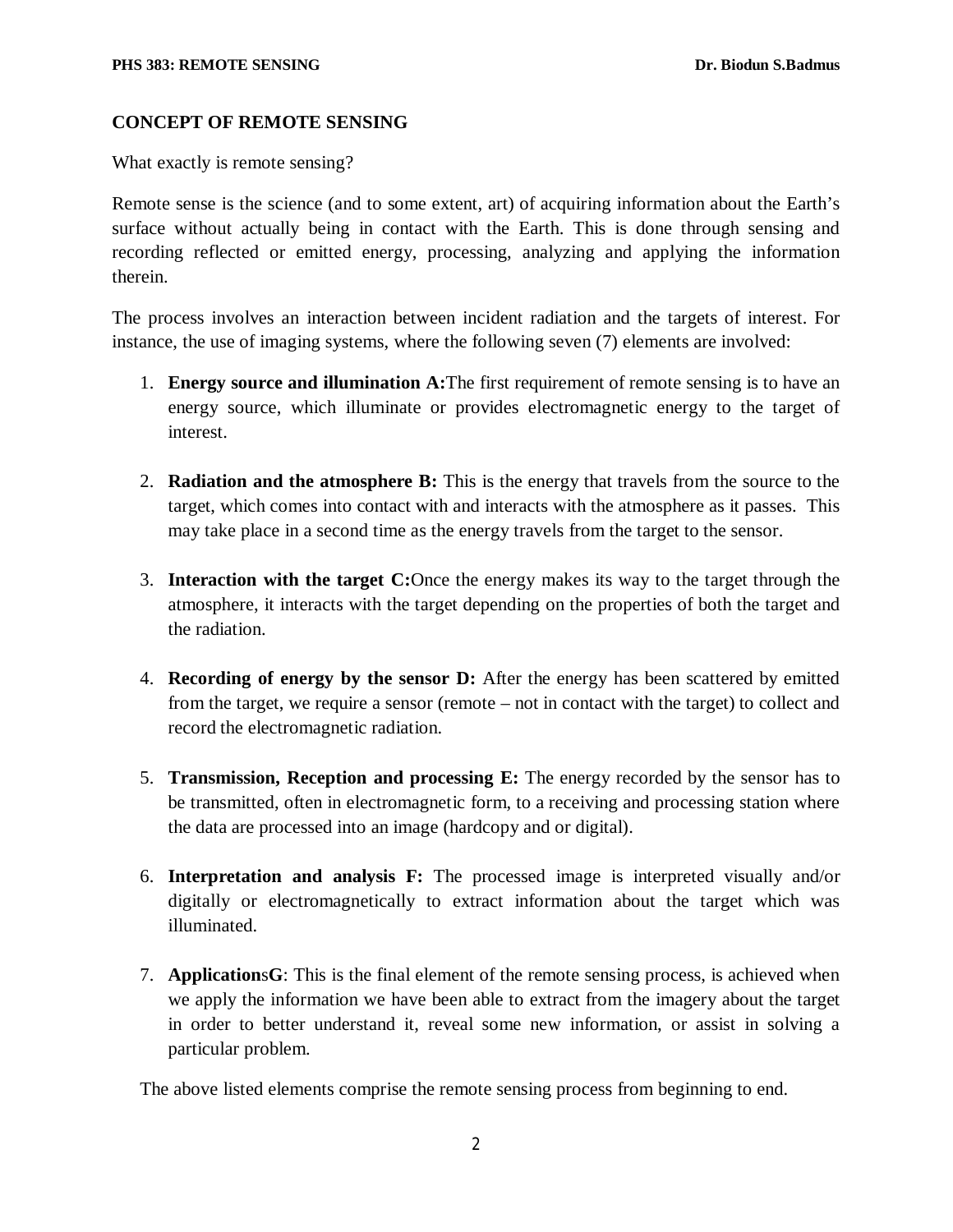## CONCEPT OF REMOTE SENSING

What exactly is remote sensing?

Remote sense is the science (and to some extent, art) of acquiring information about the Earth's surface without actually being in contact with the Earth. This is done through sensing and recording reflected or emitted energy, processing, analyzing and applying the information therein.

The process involves an interaction between incident radiation and the targets of interest. For instance, the use of imaging systems, where the following seven (7) elements are involved:

1. **Energy source and illumination A:**The first requirement of remote sensing is to have an energy source, which illuminate or provides electromagnetic energy to the target of interest.

2. **Radiation and the atmosphere B:** This is the energy that travels from the source to the target, which comes into contact with and interacts with the atmosphere as it passes. This may take place in a second time as the energy travels from the target to the sensor.

3. **Interaction with the target C:**Once the energy makes its way to the target through the atmosphere, it interacts with the target depending on the properties of both the target and the radiation.

4. **Recording of energy by the sensor D:** After the energy has been scattered by emitted from the target, we require a sensor (remote – not in contact with the target) to collect and record the electromagnetic radiation.

5. **Transmission, Reception and processing E:** The energy recorded by the sensor has to be transmitted, often in electromagnetic form, to a receiving and processing station where the data are processed into an image (hardcopy and or digital).

6. **Interpretation and analysis F:** The processed image is interpreted visually and/or digitally or electromagnetically to extract information about the target which was illuminated.

7. **Application**s**G**: This is the final element of the remote sensing process, is achieved when we apply the information we have been able to extract from the imagery about the target in order to better understand it, reveal some new information, or assist in solving a particular problem.

The above listed elements comprise the remote sensing process from beginning to end.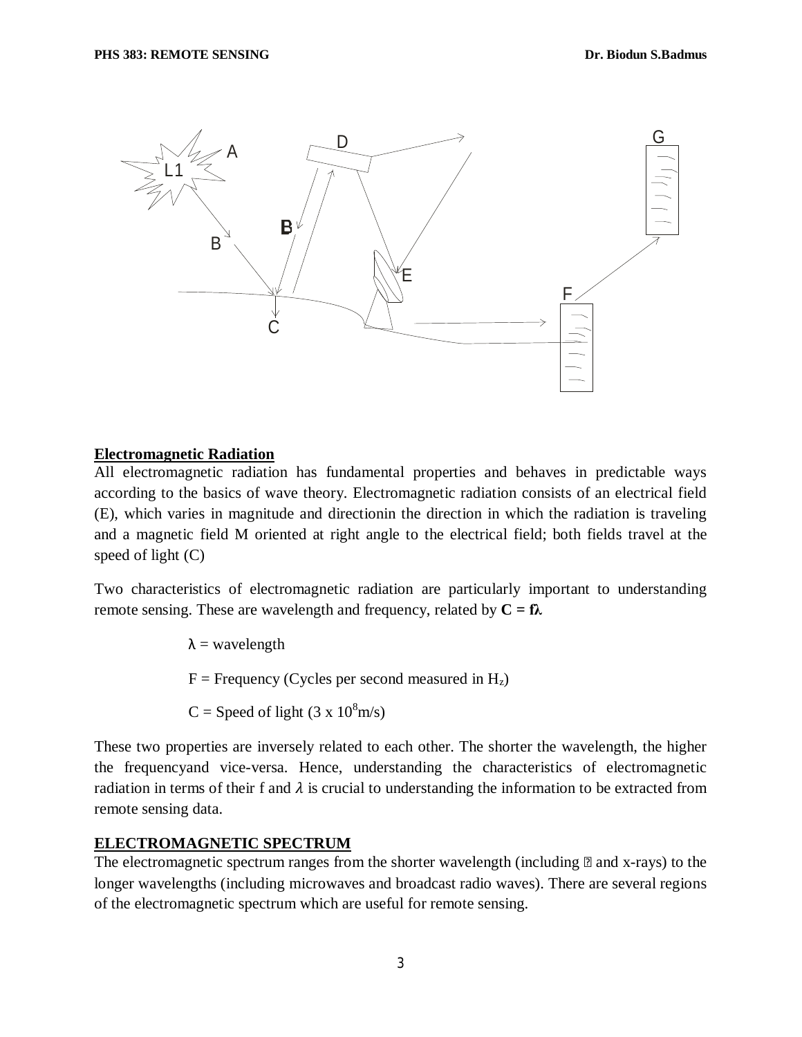## Electromagnetic Radiation

All electromagnetic radiation has fundamental properties and behaves in predictable ways according to the basics of wave theory. Electromagnetic radiation consists of an electrical field (E), which varies in magnitude and directionin the direction in which the radiation is traveling and a magnetic field M oriented at right angle to the electrical field; both fields travel at the speed of light (C)

Two characteristics of electromagnetic radiation are particularly important to understanding remote sensing. These are wavelength and frequency, related by **$C = f\lambda$**

$\lambda$ = wavelength

F = Frequency (Cycles per second measured in $H_z$)

C = Speed of light ($3 \times 10^8$m/s)

These two properties are inversely related to each other. The shorter the wavelength, the higher the frequencyand vice-versa. Hence, understanding the characteristics of electromagnetic radiation in terms of their f and $\lambda$ is crucial to understanding the information to be extracted from remote sensing data.

## ELECTROMAGNETIC SPECTRUM

The electromagnetic spectrum ranges from the shorter wavelength (including  and x-rays) to the longer wavelengths (including microwaves and broadcast radio waves). There are several regions of the electromagnetic spectrum which are useful for remote sensing.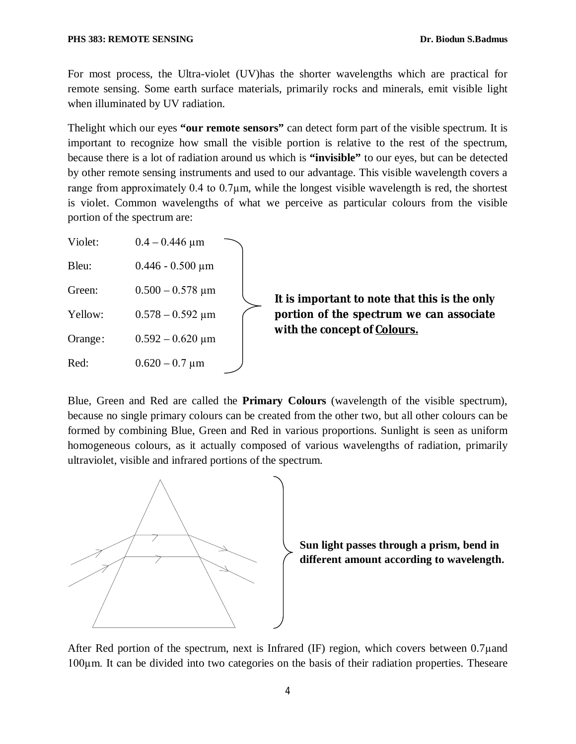For most process, the Ultra-violet (UV)has the shorter wavelengths which are practical for remote sensing. Some earth surface materials, primarily rocks and minerals, emit visible light when illuminated by UV radiation.

Thelight which our eyes **"our remote sensors"** can detect form part of the visible spectrum. It is important to recognize how small the visible portion is relative to the rest of the spectrum, because there is a lot of radiation around us which is **"invisible"** to our eyes, but can be detected by other remote sensing instruments and used to our advantage. This visible wavelength covers a range from approximately 0.4 to 0.7µm, while the longest visible wavelength is red, the shortest is violet. Common wavelengths of what we perceive as particular colours from the visible portion of the spectrum are:

| | |
|---|---|
| Violet: | 0.4 – 0.446 µm |
| Bleu: | 0.446 - 0.500 µm |
| Green: | 0.500 – 0.578 µm |
| Yellow: | 0.578 – 0.592 µm |
| Orange: | 0.592 – 0.620 µm |
| Red: | 0.620 – 0.7 µm |

**It is important to note that this is the only portion of the spectrum we can associate with the concept of <u>Colours.</u>**

Blue, Green and Red are called the **Primary Colours** (wavelength of the visible spectrum), because no single primary colours can be created from the other two, but all other colours can be formed by combining Blue, Green and Red in various proportions. Sunlight is seen as uniform homogeneous colours, as it actually composed of various wavelengths of radiation, primarily ultraviolet, visible and infrared portions of the spectrum.

**Sun light passes through a prism, bend in different amount according to wavelength.**

After Red portion of the spectrum, next is Infrared (IF) region, which covers between 0.7µand 100µm. It can be divided into two categories on the basis of their radiation properties. Theseare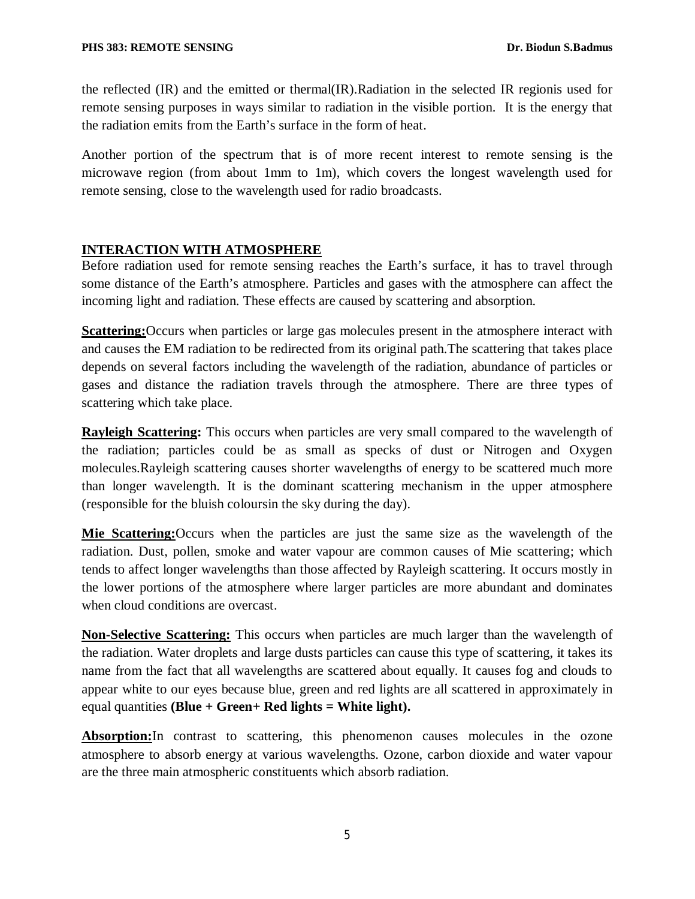the reflected (IR) and the emitted or thermal(IR).Radiation in the selected IR regionis used for remote sensing purposes in ways similar to radiation in the visible portion. It is the energy that the radiation emits from the Earth's surface in the form of heat.

Another portion of the spectrum that is of more recent interest to remote sensing is the microwave region (from about 1mm to 1m), which covers the longest wavelength used for remote sensing, close to the wavelength used for radio broadcasts.

## INTERACTION WITH ATMOSPHERE

Before radiation used for remote sensing reaches the Earth's surface, it has to travel through some distance of the Earth's atmosphere. Particles and gases with the atmosphere can affect the incoming light and radiation. These effects are caused by scattering and absorption.

**Scattering:**Occurs when particles or large gas molecules present in the atmosphere interact with and causes the EM radiation to be redirected from its original path.The scattering that takes place depends on several factors including the wavelength of the radiation, abundance of particles or gases and distance the radiation travels through the atmosphere. There are three types of scattering which take place.

**Rayleigh Scattering:** This occurs when particles are very small compared to the wavelength of the radiation; particles could be as small as specks of dust or Nitrogen and Oxygen molecules.Rayleigh scattering causes shorter wavelengths of energy to be scattered much more than longer wavelength. It is the dominant scattering mechanism in the upper atmosphere (responsible for the bluish coloursin the sky during the day).

**Mie Scattering:**Occurs when the particles are just the same size as the wavelength of the radiation. Dust, pollen, smoke and water vapour are common causes of Mie scattering; which tends to affect longer wavelengths than those affected by Rayleigh scattering. It occurs mostly in the lower portions of the atmosphere where larger particles are more abundant and dominates when cloud conditions are overcast.

**Non-Selective Scattering:** This occurs when particles are much larger than the wavelength of the radiation. Water droplets and large dusts particles can cause this type of scattering, it takes its name from the fact that all wavelengths are scattered about equally. It causes fog and clouds to appear white to our eyes because blue, green and red lights are all scattered in approximately in equal quantities **(Blue + Green+ Red lights = White light).**

**Absorption:**In contrast to scattering, this phenomenon causes molecules in the ozone atmosphere to absorb energy at various wavelengths. Ozone, carbon dioxide and water vapour are the three main atmospheric constituents which absorb radiation.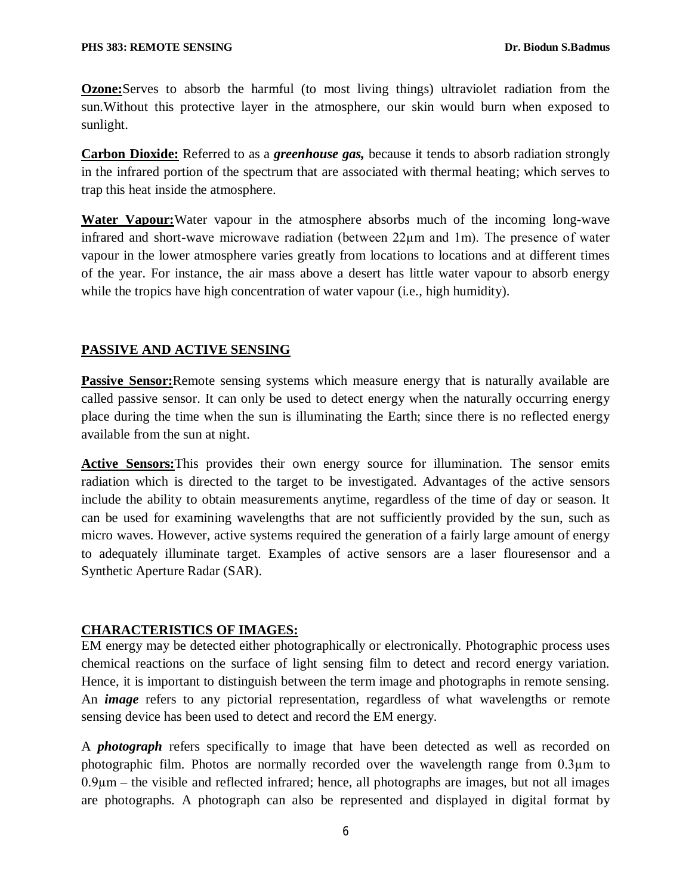**Ozone:**Serves to absorb the harmful (to most living things) ultraviolet radiation from the sun.Without this protective layer in the atmosphere, our skin would burn when exposed to sunlight.

**Carbon Dioxide:** Referred to as a ***greenhouse gas,*** because it tends to absorb radiation strongly in the infrared portion of the spectrum that are associated with thermal heating; which serves to trap this heat inside the atmosphere.

**Water Vapour:**Water vapour in the atmosphere absorbs much of the incoming long-wave infrared and short-wave microwave radiation (between 22µm and 1m). The presence of water vapour in the lower atmosphere varies greatly from locations to locations and at different times of the year. For instance, the air mass above a desert has little water vapour to absorb energy while the tropics have high concentration of water vapour (i.e., high humidity).

## PASSIVE AND ACTIVE SENSING

**Passive Sensor:**Remote sensing systems which measure energy that is naturally available are called passive sensor. It can only be used to detect energy when the naturally occurring energy place during the time when the sun is illuminating the Earth; since there is no reflected energy available from the sun at night.

**Active Sensors:**This provides their own energy source for illumination. The sensor emits radiation which is directed to the target to be investigated. Advantages of the active sensors include the ability to obtain measurements anytime, regardless of the time of day or season. It can be used for examining wavelengths that are not sufficiently provided by the sun, such as micro waves. However, active systems required the generation of a fairly large amount of energy to adequately illuminate target. Examples of active sensors are a laser flouresensor and a Synthetic Aperture Radar (SAR).

## CHARACTERISTICS OF IMAGES:

EM energy may be detected either photographically or electronically. Photographic process uses chemical reactions on the surface of light sensing film to detect and record energy variation. Hence, it is important to distinguish between the term image and photographs in remote sensing. An ***image*** refers to any pictorial representation, regardless of what wavelengths or remote sensing device has been used to detect and record the EM energy.

A ***photograph*** refers specifically to image that have been detected as well as recorded on photographic film. Photos are normally recorded over the wavelength range from 0.3µm to 0.9µm – the visible and reflected infrared; hence, all photographs are images, but not all images are photographs. A photograph can also be represented and displayed in digital format by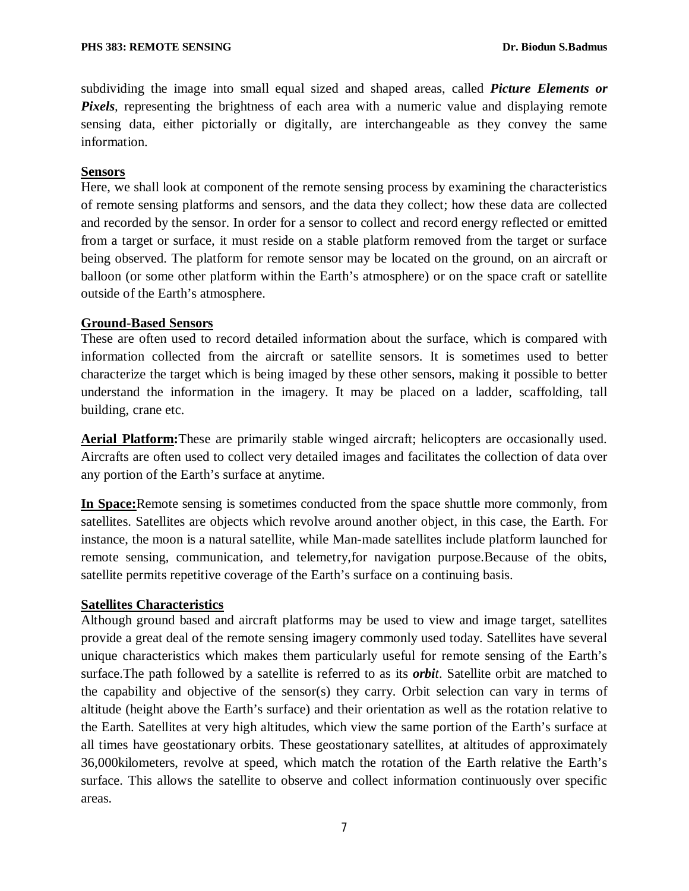subdividing the image into small equal sized and shaped areas, called ***Picture Elements or Pixels***, representing the brightness of each area with a numeric value and displaying remote sensing data, either pictorially or digitally, are interchangeable as they convey the same information.

## Sensors

Here, we shall look at component of the remote sensing process by examining the characteristics of remote sensing platforms and sensors, and the data they collect; how these data are collected and recorded by the sensor. In order for a sensor to collect and record energy reflected or emitted from a target or surface, it must reside on a stable platform removed from the target or surface being observed. The platform for remote sensor may be located on the ground, on an aircraft or balloon (or some other platform within the Earth's atmosphere) or on the space craft or satellite outside of the Earth's atmosphere.

### Ground-Based Sensors

These are often used to record detailed information about the surface, which is compared with information collected from the aircraft or satellite sensors. It is sometimes used to better characterize the target which is being imaged by these other sensors, making it possible to better understand the information in the imagery. It may be placed on a ladder, scaffolding, tall building, crane etc.

**Aerial Platform:**These are primarily stable winged aircraft; helicopters are occasionally used. Aircrafts are often used to collect very detailed images and facilitates the collection of data over any portion of the Earth's surface at anytime.

**In Space:**Remote sensing is sometimes conducted from the space shuttle more commonly, from satellites. Satellites are objects which revolve around another object, in this case, the Earth. For instance, the moon is a natural satellite, while Man-made satellites include platform launched for remote sensing, communication, and telemetry,for navigation purpose.Because of the obits, satellite permits repetitive coverage of the Earth's surface on a continuing basis.

### Satellites Characteristics

Although ground based and aircraft platforms may be used to view and image target, satellites provide a great deal of the remote sensing imagery commonly used today. Satellites have several unique characteristics which makes them particularly useful for remote sensing of the Earth's surface.The path followed by a satellite is referred to as its ***orbit***. Satellite orbit are matched to the capability and objective of the sensor(s) they carry. Orbit selection can vary in terms of altitude (height above the Earth's surface) and their orientation as well as the rotation relative to the Earth. Satellites at very high altitudes, which view the same portion of the Earth's surface at all times have geostationary orbits. These geostationary satellites, at altitudes of approximately 36,000kilometers, revolve at speed, which match the rotation of the Earth relative the Earth's surface. This allows the satellite to observe and collect information continuously over specific areas.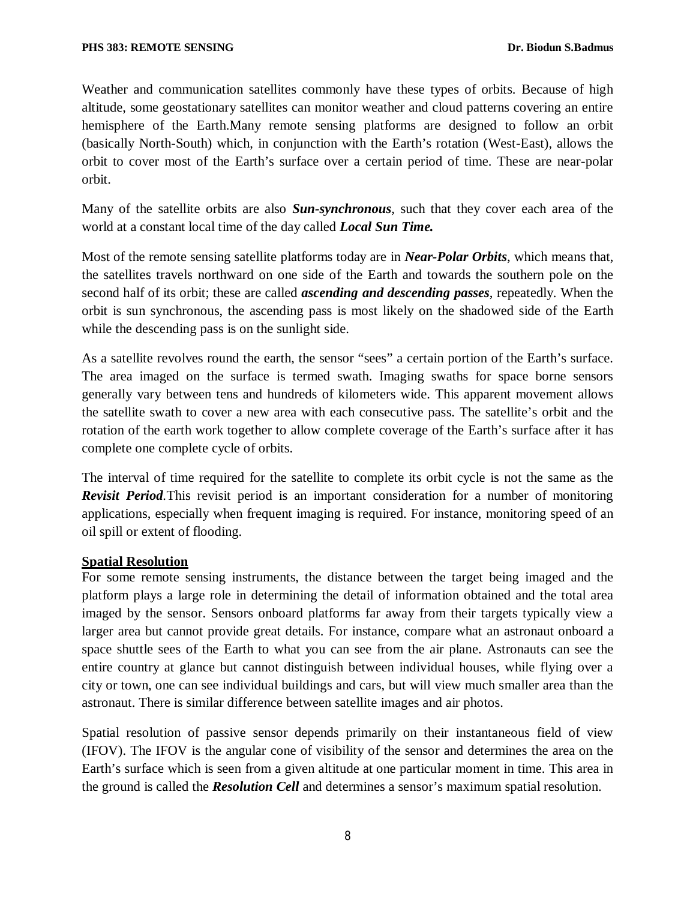Weather and communication satellites commonly have these types of orbits. Because of high altitude, some geostationary satellites can monitor weather and cloud patterns covering an entire hemisphere of the Earth.Many remote sensing platforms are designed to follow an orbit (basically North-South) which, in conjunction with the Earth's rotation (West-East), allows the orbit to cover most of the Earth's surface over a certain period of time. These are near-polar orbit.

Many of the satellite orbits are also ***Sun-synchronous***, such that they cover each area of the world at a constant local time of the day called ***Local Sun Time.***

Most of the remote sensing satellite platforms today are in ***Near-Polar Orbits***, which means that, the satellites travels northward on one side of the Earth and towards the southern pole on the second half of its orbit; these are called ***ascending and descending passes***, repeatedly. When the orbit is sun synchronous, the ascending pass is most likely on the shadowed side of the Earth while the descending pass is on the sunlight side.

As a satellite revolves round the earth, the sensor "sees" a certain portion of the Earth's surface. The area imaged on the surface is termed swath. Imaging swaths for space borne sensors generally vary between tens and hundreds of kilometers wide. This apparent movement allows the satellite swath to cover a new area with each consecutive pass. The satellite's orbit and the rotation of the earth work together to allow complete coverage of the Earth's surface after it has complete one complete cycle of orbits.

The interval of time required for the satellite to complete its orbit cycle is not the same as the ***Revisit Period***.This revisit period is an important consideration for a number of monitoring applications, especially when frequent imaging is required. For instance, monitoring speed of an oil spill or extent of flooding.

## Spatial Resolution

For some remote sensing instruments, the distance between the target being imaged and the platform plays a large role in determining the detail of information obtained and the total area imaged by the sensor. Sensors onboard platforms far away from their targets typically view a larger area but cannot provide great details. For instance, compare what an astronaut onboard a space shuttle sees of the Earth to what you can see from the air plane. Astronauts can see the entire country at glance but cannot distinguish between individual houses, while flying over a city or town, one can see individual buildings and cars, but will view much smaller area than the astronaut. There is similar difference between satellite images and air photos.

Spatial resolution of passive sensor depends primarily on their instantaneous field of view (IFOV). The IFOV is the angular cone of visibility of the sensor and determines the area on the Earth's surface which is seen from a given altitude at one particular moment in time. This area in the ground is called the ***Resolution Cell*** and determines a sensor's maximum spatial resolution.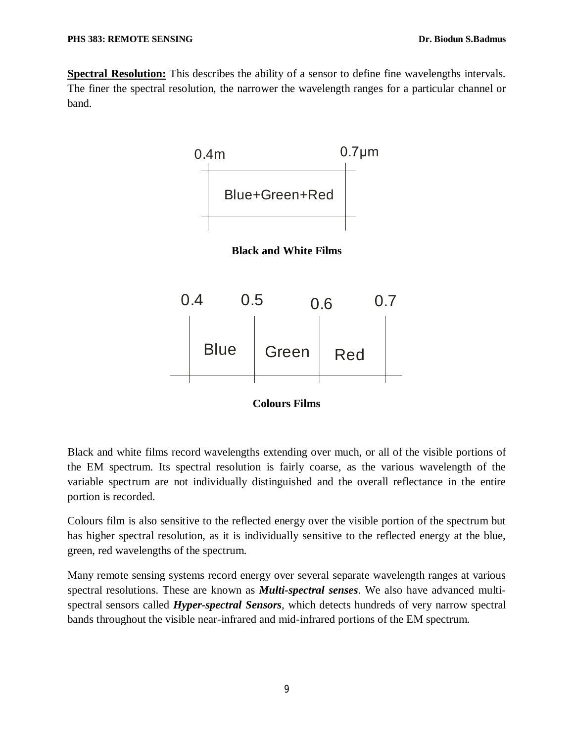**Spectral Resolution:** This describes the ability of a sensor to define fine wavelengths intervals. The finer the spectral resolution, the narrower the wavelength ranges for a particular channel or band.

0.4m 0.7μm

Blue+Green+Red

**Black and White Films**

| 0.4 | 0.5 | 0.6 | 0.7 |
|---|---|---|---|
| Blue | Green | Red | |

**Colours Films**

Black and white films record wavelengths extending over much, or all of the visible portions of the EM spectrum. Its spectral resolution is fairly coarse, as the various wavelength of the variable spectrum are not individually distinguished and the overall reflectance in the entire portion is recorded.

Colours film is also sensitive to the reflected energy over the visible portion of the spectrum but has higher spectral resolution, as it is individually sensitive to the reflected energy at the blue, green, red wavelengths of the spectrum.

Many remote sensing systems record energy over several separate wavelength ranges at various spectral resolutions. These are known as ***Multi-spectral senses***. We also have advanced multi-spectral sensors called ***Hyper-spectral Sensors***, which detects hundreds of very narrow spectral bands throughout the visible near-infrared and mid-infrared portions of the EM spectrum.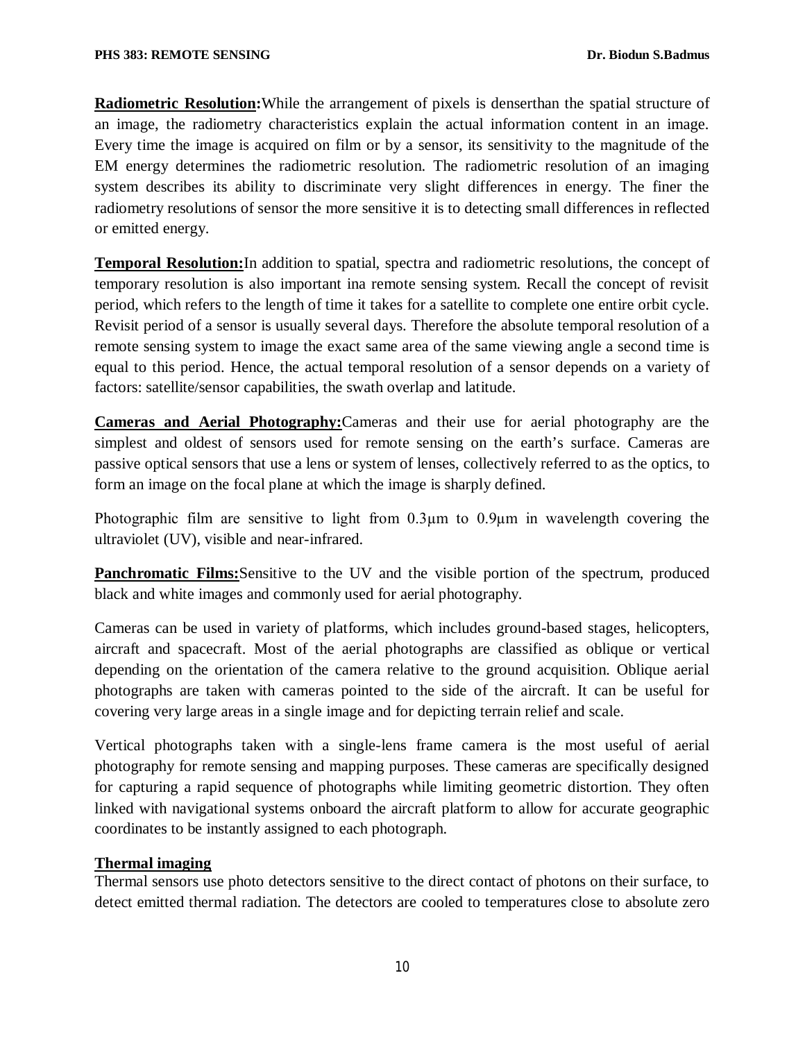**Radiometric Resolution:**While the arrangement of pixels is denserthan the spatial structure of an image, the radiometry characteristics explain the actual information content in an image. Every time the image is acquired on film or by a sensor, its sensitivity to the magnitude of the EM energy determines the radiometric resolution. The radiometric resolution of an imaging system describes its ability to discriminate very slight differences in energy. The finer the radiometry resolutions of sensor the more sensitive it is to detecting small differences in reflected or emitted energy.

**Temporal Resolution:**In addition to spatial, spectra and radiometric resolutions, the concept of temporary resolution is also important ina remote sensing system. Recall the concept of revisit period, which refers to the length of time it takes for a satellite to complete one entire orbit cycle. Revisit period of a sensor is usually several days. Therefore the absolute temporal resolution of a remote sensing system to image the exact same area of the same viewing angle a second time is equal to this period. Hence, the actual temporal resolution of a sensor depends on a variety of factors: satellite/sensor capabilities, the swath overlap and latitude.

**Cameras and Aerial Photography:**Cameras and their use for aerial photography are the simplest and oldest of sensors used for remote sensing on the earth's surface. Cameras are passive optical sensors that use a lens or system of lenses, collectively referred to as the optics, to form an image on the focal plane at which the image is sharply defined.

Photographic film are sensitive to light from 0.3μm to 0.9μm in wavelength covering the ultraviolet (UV), visible and near-infrared.

**Panchromatic Films:**Sensitive to the UV and the visible portion of the spectrum, produced black and white images and commonly used for aerial photography.

Cameras can be used in variety of platforms, which includes ground-based stages, helicopters, aircraft and spacecraft. Most of the aerial photographs are classified as oblique or vertical depending on the orientation of the camera relative to the ground acquisition. Oblique aerial photographs are taken with cameras pointed to the side of the aircraft. It can be useful for covering very large areas in a single image and for depicting terrain relief and scale.

Vertical photographs taken with a single-lens frame camera is the most useful of aerial photography for remote sensing and mapping purposes. These cameras are specifically designed for capturing a rapid sequence of photographs while limiting geometric distortion. They often linked with navigational systems onboard the aircraft platform to allow for accurate geographic coordinates to be instantly assigned to each photograph.

**Thermal imaging**

Thermal sensors use photo detectors sensitive to the direct contact of photons on their surface, to detect emitted thermal radiation. The detectors are cooled to temperatures close to absolute zero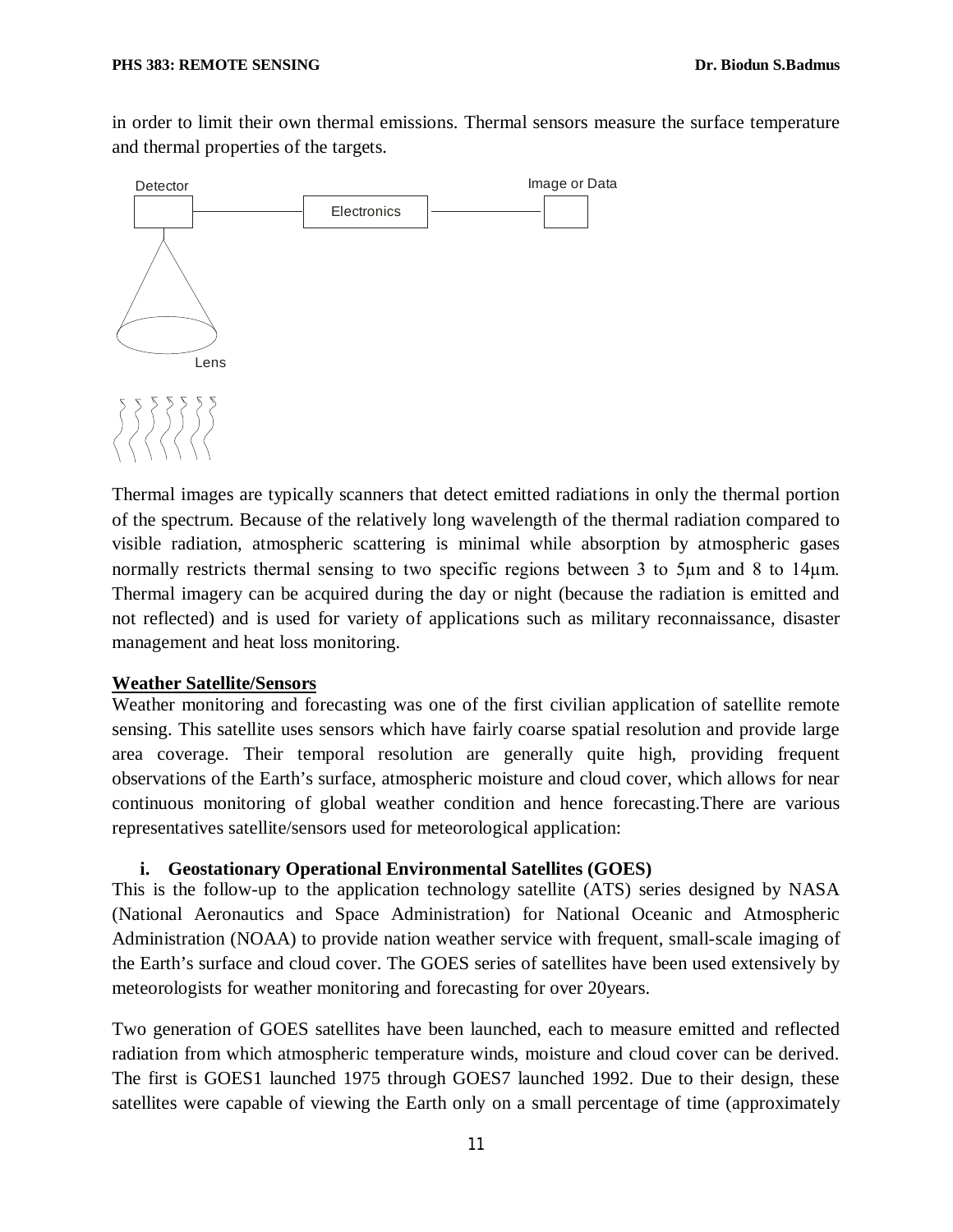in order to limit their own thermal emissions. Thermal sensors measure the surface temperature and thermal properties of the targets.

Detector

Electronics

Image or Data

Lens

Thermal images are typically scanners that detect emitted radiations in only the thermal portion of the spectrum. Because of the relatively long wavelength of the thermal radiation compared to visible radiation, atmospheric scattering is minimal while absorption by atmospheric gases normally restricts thermal sensing to two specific regions between 3 to 5μm and 8 to 14μm. Thermal imagery can be acquired during the day or night (because the radiation is emitted and not reflected) and is used for variety of applications such as military reconnaissance, disaster management and heat loss monitoring.

**Weather Satellite/Sensors**

Weather monitoring and forecasting was one of the first civilian application of satellite remote sensing. This satellite uses sensors which have fairly coarse spatial resolution and provide large area coverage. Their temporal resolution are generally quite high, providing frequent observations of the Earth's surface, atmospheric moisture and cloud cover, which allows for near continuous monitoring of global weather condition and hence forecasting.There are various representatives satellite/sensors used for meteorological application:

**i. Geostationary Operational Environmental Satellites (GOES)**

This is the follow-up to the application technology satellite (ATS) series designed by NASA (National Aeronautics and Space Administration) for National Oceanic and Atmospheric Administration (NOAA) to provide nation weather service with frequent, small-scale imaging of the Earth's surface and cloud cover. The GOES series of satellites have been used extensively by meteorologists for weather monitoring and forecasting for over 20years.

Two generation of GOES satellites have been launched, each to measure emitted and reflected radiation from which atmospheric temperature winds, moisture and cloud cover can be derived. The first is GOES1 launched 1975 through GOES7 launched 1992. Due to their design, these satellites were capable of viewing the Earth only on a small percentage of time (approximately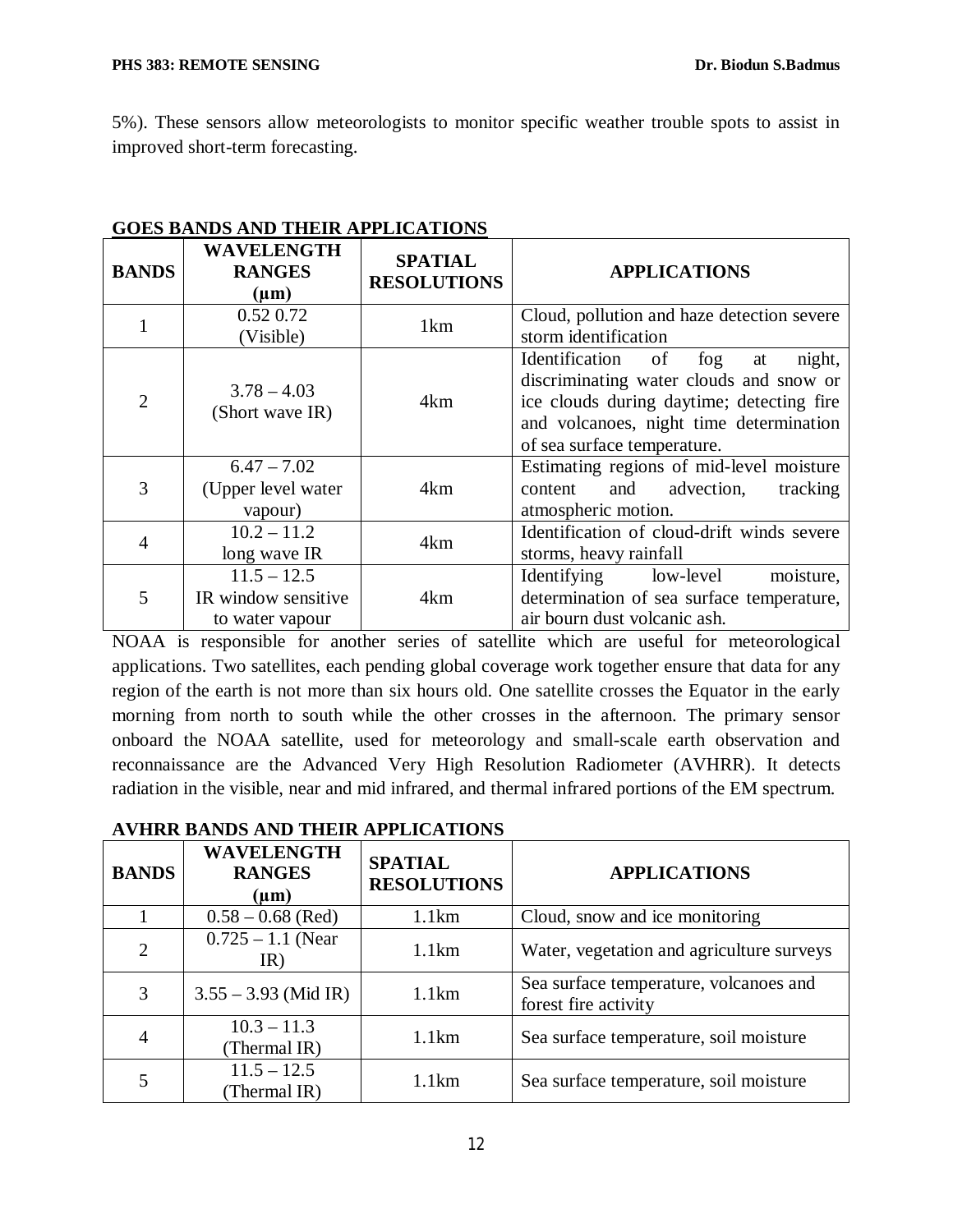5%). These sensors allow meteorologists to monitor specific weather trouble spots to assist in improved short-term forecasting.

**GOES BANDS AND THEIR APPLICATIONS**

| BANDS | WAVELENGTH RANGES (µm) | SPATIAL RESOLUTIONS | APPLICATIONS |
|---|---|---|---|
| 1 | 0.52 0.72 (Visible) | 1km | Cloud, pollution and haze detection severe storm identification |
| 2 | 3.78 – 4.03 (Short wave IR) | 4km | Identification of fog at night, discriminating water clouds and snow or ice clouds during daytime; detecting fire and volcanoes, night time determination of sea surface temperature. |
| 3 | 6.47 – 7.02 (Upper level water vapour) | 4km | Estimating regions of mid-level moisture content and advection, tracking atmospheric motion. |
| 4 | 10.2 – 11.2 long wave IR | 4km | Identification of cloud-drift winds severe storms, heavy rainfall |
| 5 | 11.5 – 12.5 IR window sensitive to water vapour | 4km | Identifying low-level moisture, determination of sea surface temperature, air bourn dust volcanic ash. |

NOAA is responsible for another series of satellite which are useful for meteorological applications. Two satellites, each pending global coverage work together ensure that data for any region of the earth is not more than six hours old. One satellite crosses the Equator in the early morning from north to south while the other crosses in the afternoon. The primary sensor onboard the NOAA satellite, used for meteorology and small-scale earth observation and reconnaissance are the Advanced Very High Resolution Radiometer (AVHRR). It detects radiation in the visible, near and mid infrared, and thermal infrared portions of the EM spectrum.

**AVHRR BANDS AND THEIR APPLICATIONS**

| BANDS | WAVELENGTH RANGES (µm) | SPATIAL RESOLUTIONS | APPLICATIONS |
|---|---|---|---|
| 1 | 0.58 – 0.68 (Red) | 1.1km | Cloud, snow and ice monitoring |
| 2 | 0.725 – 1.1 (Near IR) | 1.1km | Water, vegetation and agriculture surveys |
| 3 | 3.55 – 3.93 (Mid IR) | 1.1km | Sea surface temperature, volcanoes and forest fire activity |
| 4 | 10.3 – 11.3 (Thermal IR) | 1.1km | Sea surface temperature, soil moisture |
| 5 | 11.5 – 12.5 (Thermal IR) | 1.1km | Sea surface temperature, soil moisture |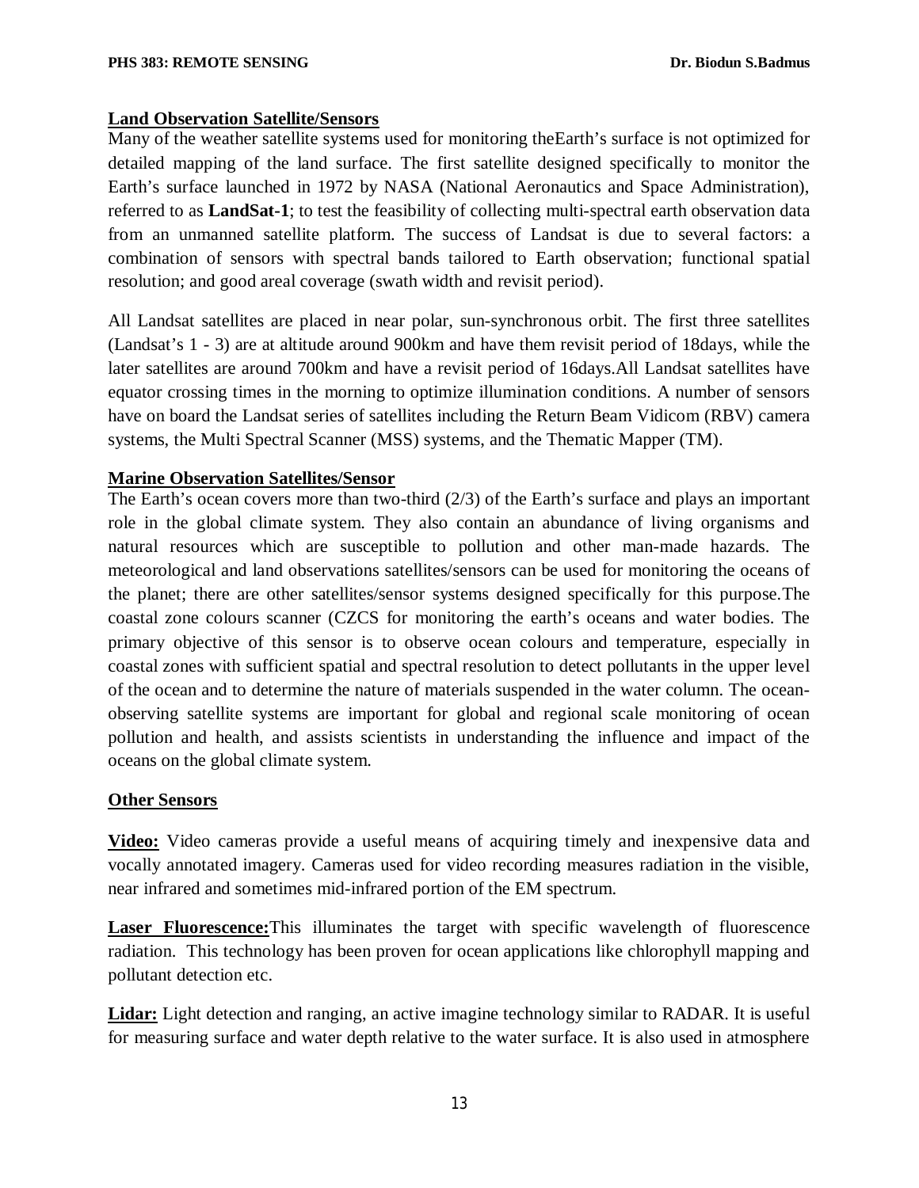**Land Observation Satellite/Sensors**

Many of the weather satellite systems used for monitoring theEarth's surface is not optimized for detailed mapping of the land surface. The first satellite designed specifically to monitor the Earth's surface launched in 1972 by NASA (National Aeronautics and Space Administration), referred to as **LandSat-1**; to test the feasibility of collecting multi-spectral earth observation data from an unmanned satellite platform. The success of Landsat is due to several factors: a combination of sensors with spectral bands tailored to Earth observation; functional spatial resolution; and good areal coverage (swath width and revisit period).

All Landsat satellites are placed in near polar, sun-synchronous orbit. The first three satellites (Landsat's 1 - 3) are at altitude around 900km and have them revisit period of 18days, while the later satellites are around 700km and have a revisit period of 16days.All Landsat satellites have equator crossing times in the morning to optimize illumination conditions. A number of sensors have on board the Landsat series of satellites including the Return Beam Vidicom (RBV) camera systems, the Multi Spectral Scanner (MSS) systems, and the Thematic Mapper (TM).

**Marine Observation Satellites/Sensor**

The Earth's ocean covers more than two-third (2/3) of the Earth's surface and plays an important role in the global climate system. They also contain an abundance of living organisms and natural resources which are susceptible to pollution and other man-made hazards. The meteorological and land observations satellites/sensors can be used for monitoring the oceans of the planet; there are other satellites/sensor systems designed specifically for this purpose.The coastal zone colours scanner (CZCS for monitoring the earth's oceans and water bodies. The primary objective of this sensor is to observe ocean colours and temperature, especially in coastal zones with sufficient spatial and spectral resolution to detect pollutants in the upper level of the ocean and to determine the nature of materials suspended in the water column. The ocean-observing satellite systems are important for global and regional scale monitoring of ocean pollution and health, and assists scientists in understanding the influence and impact of the oceans on the global climate system.

**Other Sensors**

**Video:** Video cameras provide a useful means of acquiring timely and inexpensive data and vocally annotated imagery. Cameras used for video recording measures radiation in the visible, near infrared and sometimes mid-infrared portion of the EM spectrum.

**Laser Fluorescence:**This illuminates the target with specific wavelength of fluorescence radiation. This technology has been proven for ocean applications like chlorophyll mapping and pollutant detection etc.

**Lidar:** Light detection and ranging, an active imagine technology similar to RADAR. It is useful for measuring surface and water depth relative to the water surface. It is also used in atmosphere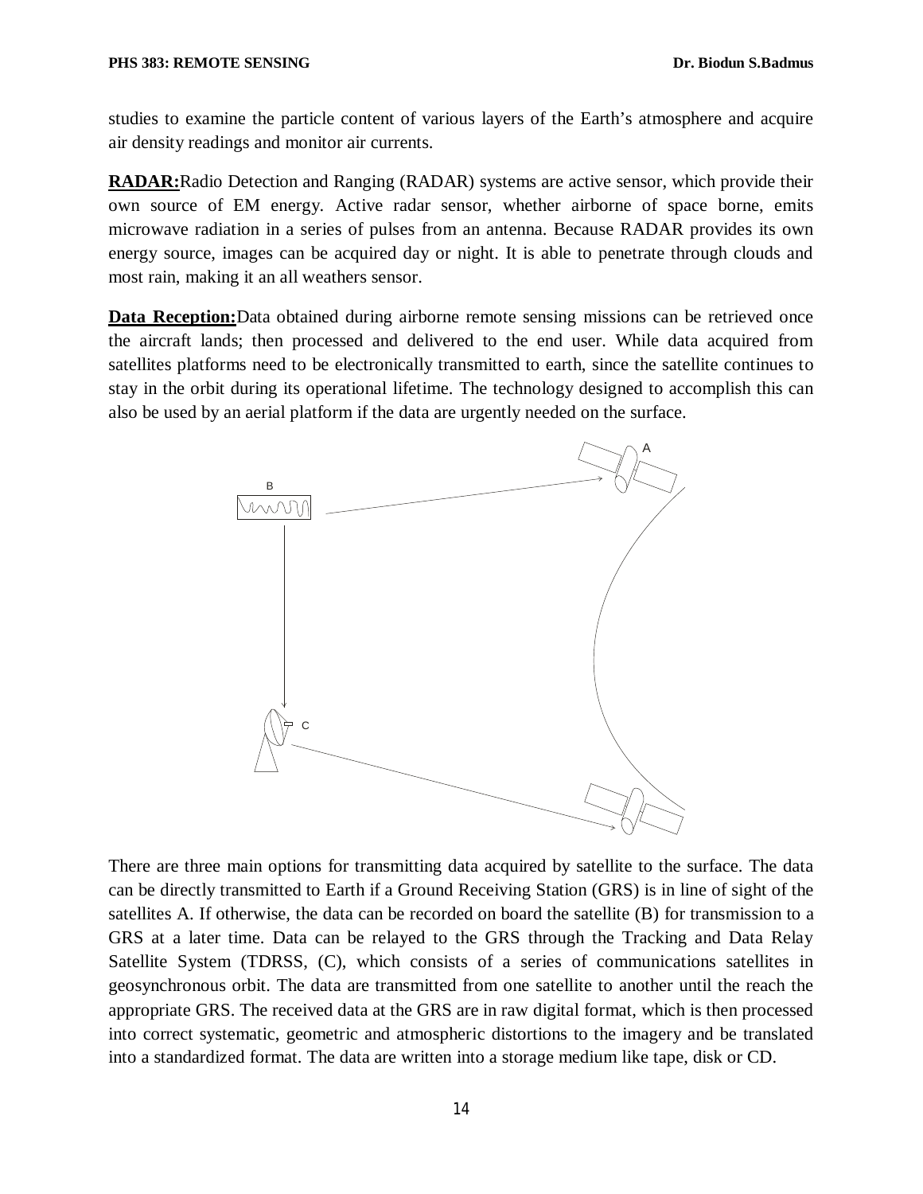studies to examine the particle content of various layers of the Earth's atmosphere and acquire air density readings and monitor air currents.

**RADAR:** Radio Detection and Ranging (RADAR) systems are active sensor, which provide their own source of EM energy. Active radar sensor, whether airborne of space borne, emits microwave radiation in a series of pulses from an antenna. Because RADAR provides its own energy source, images can be acquired day or night. It is able to penetrate through clouds and most rain, making it an all weathers sensor.

**Data Reception:** Data obtained during airborne remote sensing missions can be retrieved once the aircraft lands; then processed and delivered to the end user. While data acquired from satellites platforms need to be electronically transmitted to earth, since the satellite continues to stay in the orbit during its operational lifetime. The technology designed to accomplish this can also be used by an aerial platform if the data are urgently needed on the surface.

There are three main options for transmitting data acquired by satellite to the surface. The data can be directly transmitted to Earth if a Ground Receiving Station (GRS) is in line of sight of the satellites A. If otherwise, the data can be recorded on board the satellite (B) for transmission to a GRS at a later time. Data can be relayed to the GRS through the Tracking and Data Relay Satellite System (TDRSS, (C), which consists of a series of communications satellites in geosynchronous orbit. The data are transmitted from one satellite to another until the reach the appropriate GRS. The received data at the GRS are in raw digital format, which is then processed into correct systematic, geometric and atmospheric distortions to the imagery and be translated into a standardized format. The data are written into a storage medium like tape, disk or CD.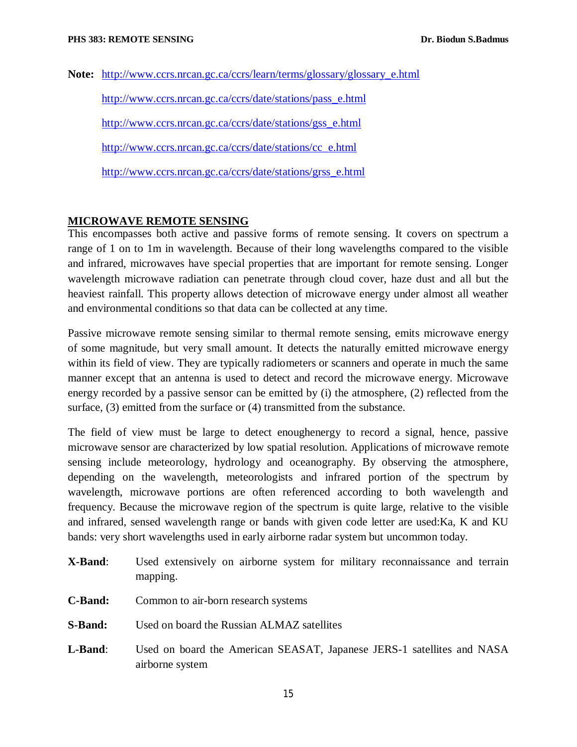**Note:** http://www.ccrs.nrcan.gc.ca/ccrs/learn/terms/glossary/glossary_e.html

http://www.ccrs.nrcan.gc.ca/ccrs/date/stations/pass_e.html

http://www.ccrs.nrcan.gc.ca/ccrs/date/stations/gss_e.html

http://www.ccrs.nrcan.gc.ca/ccrs/date/stations/cc_e.html

http://www.ccrs.nrcan.gc.ca/ccrs/date/stations/grss_e.html

## MICROWAVE REMOTE SENSING

This encompasses both active and passive forms of remote sensing. It covers on spectrum a range of 1 on to 1m in wavelength. Because of their long wavelengths compared to the visible and infrared, microwaves have special properties that are important for remote sensing. Longer wavelength microwave radiation can penetrate through cloud cover, haze dust and all but the heaviest rainfall. This property allows detection of microwave energy under almost all weather and environmental conditions so that data can be collected at any time.

Passive microwave remote sensing similar to thermal remote sensing, emits microwave energy of some magnitude, but very small amount. It detects the naturally emitted microwave energy within its field of view. They are typically radiometers or scanners and operate in much the same manner except that an antenna is used to detect and record the microwave energy. Microwave energy recorded by a passive sensor can be emitted by (i) the atmosphere, (2) reflected from the surface, (3) emitted from the surface or (4) transmitted from the substance.

The field of view must be large to detect enoughenergy to record a signal, hence, passive microwave sensor are characterized by low spatial resolution. Applications of microwave remote sensing include meteorology, hydrology and oceanography. By observing the atmosphere, depending on the wavelength, meteorologists and infrared portion of the spectrum by wavelength, microwave portions are often referenced according to both wavelength and frequency. Because the microwave region of the spectrum is quite large, relative to the visible and infrared, sensed wavelength range or bands with given code letter are used:Ka, K and KU bands: very short wavelengths used in early airborne radar system but uncommon today.

**X-Band**: Used extensively on airborne system for military reconnaissance and terrain mapping.

**C-Band:** Common to air-born research systems

**S-Band:** Used on board the Russian ALMAZ satellites

**L-Band**: Used on board the American SEASAT, Japanese JERS-1 satellites and NASA airborne system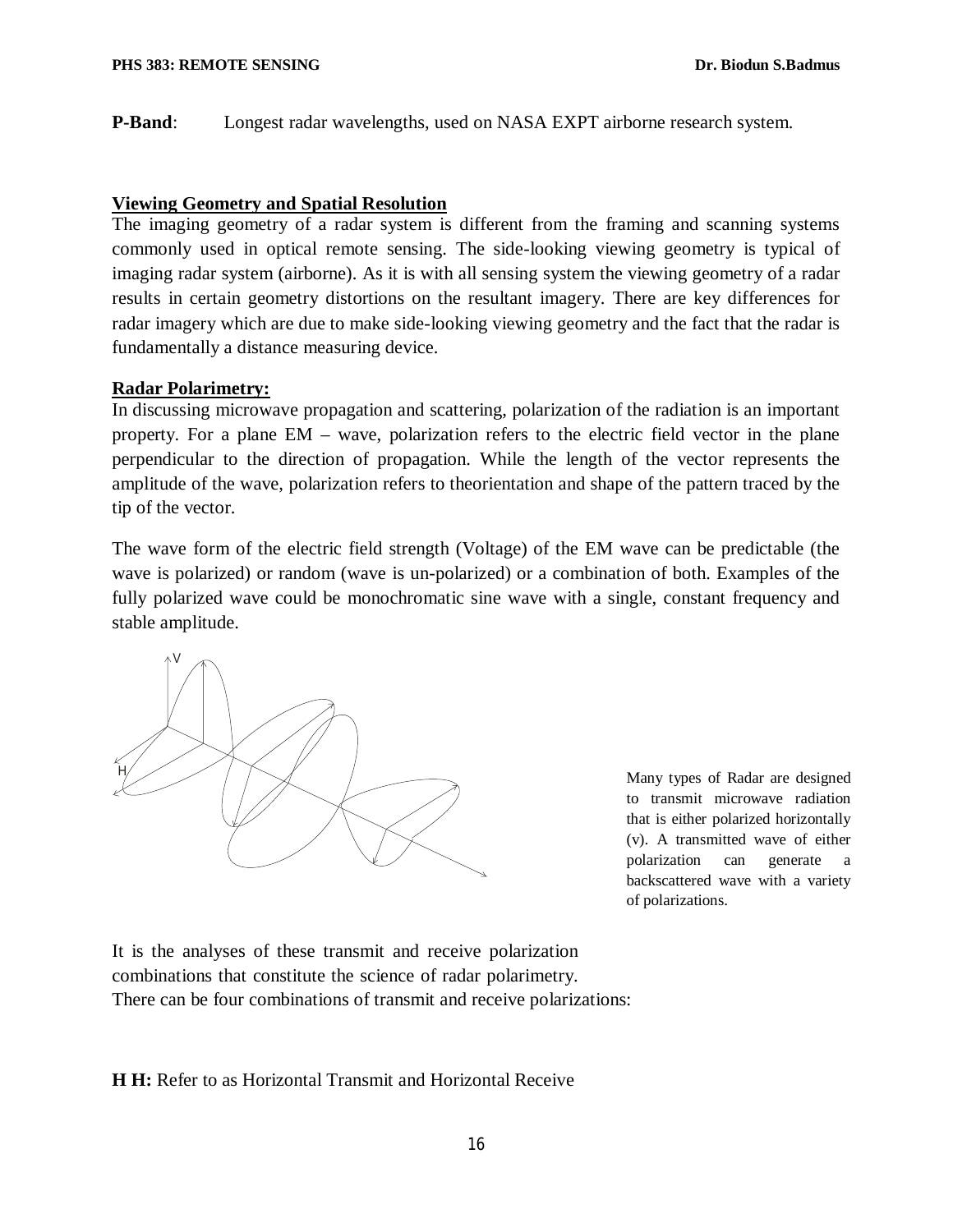**P-Band**: Longest radar wavelengths, used on NASA EXPT airborne research system.

**Viewing Geometry and Spatial Resolution**

The imaging geometry of a radar system is different from the framing and scanning systems commonly used in optical remote sensing. The side-looking viewing geometry is typical of imaging radar system (airborne). As it is with all sensing system the viewing geometry of a radar results in certain geometry distortions on the resultant imagery. There are key differences for radar imagery which are due to make side-looking viewing geometry and the fact that the radar is fundamentally a distance measuring device.

**Radar Polarimetry:**

In discussing microwave propagation and scattering, polarization of the radiation is an important property. For a plane EM – wave, polarization refers to the electric field vector in the plane perpendicular to the direction of propagation. While the length of the vector represents the amplitude of the wave, polarization refers to theorientation and shape of the pattern traced by the tip of the vector.

The wave form of the electric field strength (Voltage) of the EM wave can be predictable (the wave is polarized) or random (wave is un-polarized) or a combination of both. Examples of the fully polarized wave could be monochromatic sine wave with a single, constant frequency and stable amplitude.

Many types of Radar are designed to transmit microwave radiation that is either polarized horizontally (v). A transmitted wave of either polarization can generate a backscattered wave with a variety of polarizations.

It is the analyses of these transmit and receive polarization combinations that constitute the science of radar polarimetry. There can be four combinations of transmit and receive polarizations:

**H H:** Refer to as Horizontal Transmit and Horizontal Receive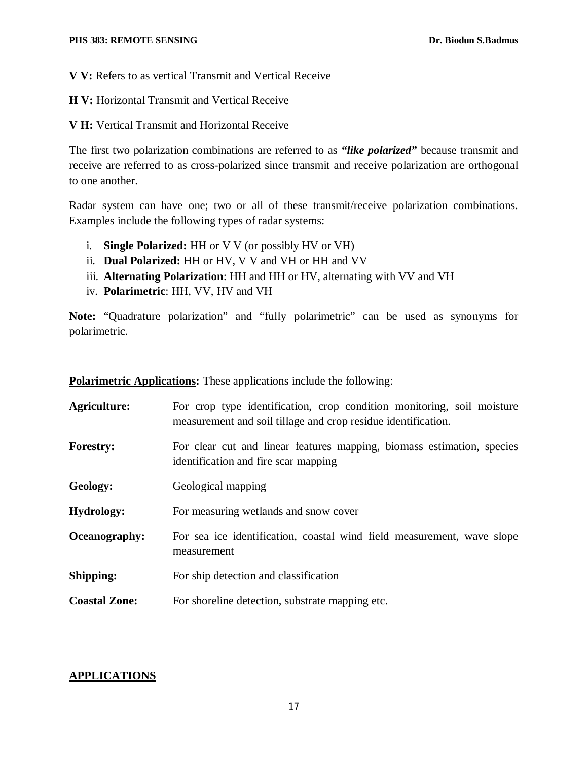**V V:** Refers to as vertical Transmit and Vertical Receive

**H V:** Horizontal Transmit and Vertical Receive

**V H:** Vertical Transmit and Horizontal Receive

The first two polarization combinations are referred to as ***"like polarized"*** because transmit and receive are referred to as cross-polarized since transmit and receive polarization are orthogonal to one another.

Radar system can have one; two or all of these transmit/receive polarization combinations. Examples include the following types of radar systems:

i. **Single Polarized:** HH or V V (or possibly HV or VH)
ii. **Dual Polarized:** HH or HV, V V and VH or HH and VV
iii. **Alternating Polarization**: HH and HH or HV, alternating with VV and VH
iv. **Polarimetric**: HH, VV, HV and VH

**Note:** "Quadrature polarization" and "fully polarimetric" can be used as synonyms for polarimetric.

**<u>Polarimetric Applications</u>:** These applications include the following:

**Agriculture:** For crop type identification, crop condition monitoring, soil moisture measurement and soil tillage and crop residue identification.

**Forestry:** For clear cut and linear features mapping, biomass estimation, species identification and fire scar mapping

**Geology:** Geological mapping

**Hydrology:** For measuring wetlands and snow cover

**Oceanography:** For sea ice identification, coastal wind field measurement, wave slope measurement

**Shipping:** For ship detection and classification

**Coastal Zone:** For shoreline detection, substrate mapping etc.

## APPLICATIONS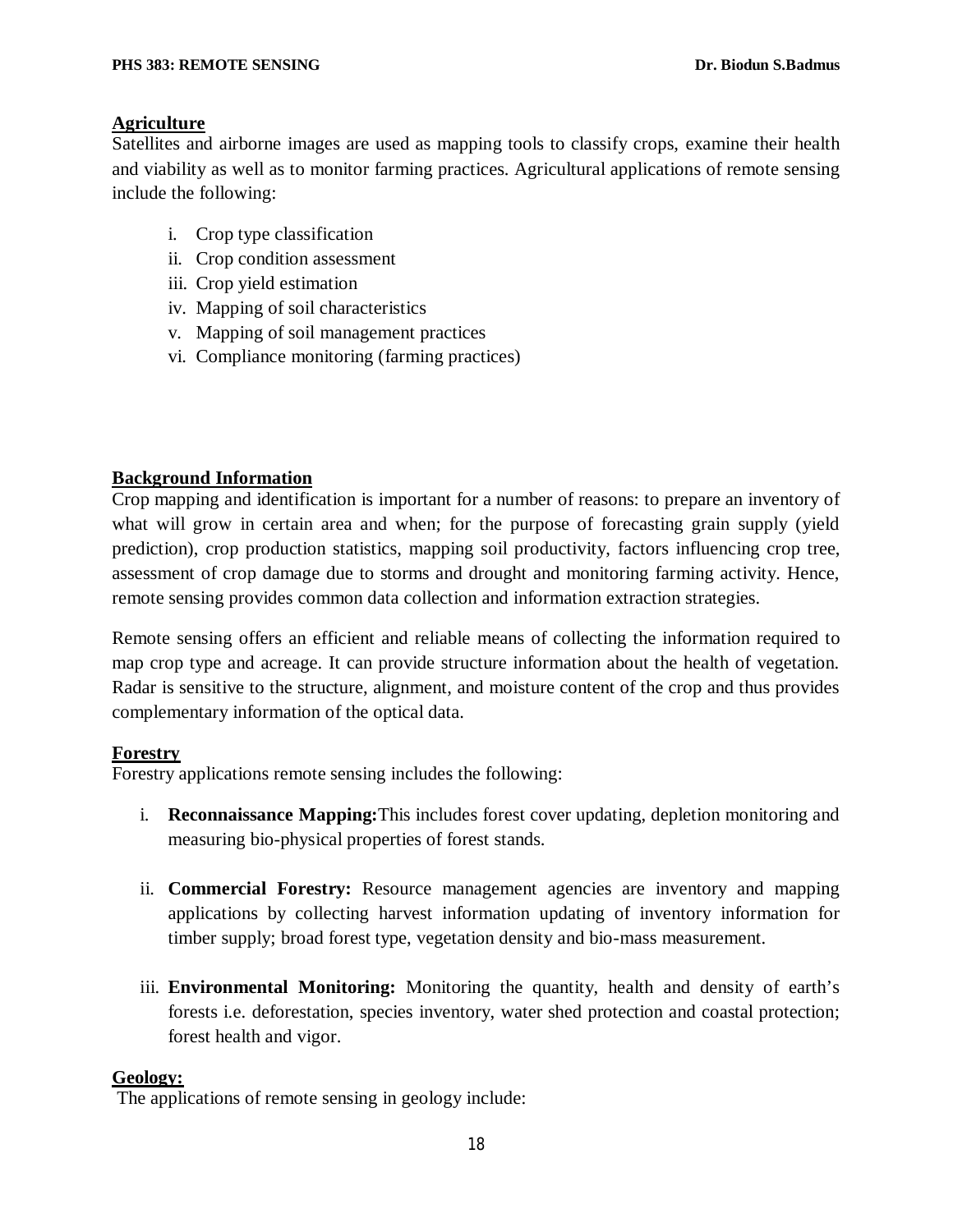## Agriculture

Satellites and airborne images are used as mapping tools to classify crops, examine their health and viability as well as to monitor farming practices. Agricultural applications of remote sensing include the following:

i. Crop type classification
ii. Crop condition assessment
iii. Crop yield estimation
iv. Mapping of soil characteristics
v. Mapping of soil management practices
vi. Compliance monitoring (farming practices)

## Background Information

Crop mapping and identification is important for a number of reasons: to prepare an inventory of what will grow in certain area and when; for the purpose of forecasting grain supply (yield prediction), crop production statistics, mapping soil productivity, factors influencing crop tree, assessment of crop damage due to storms and drought and monitoring farming activity. Hence, remote sensing provides common data collection and information extraction strategies.

Remote sensing offers an efficient and reliable means of collecting the information required to map crop type and acreage. It can provide structure information about the health of vegetation. Radar is sensitive to the structure, alignment, and moisture content of the crop and thus provides complementary information of the optical data.

## Forestry

Forestry applications remote sensing includes the following:

i. **Reconnaissance Mapping:**This includes forest cover updating, depletion monitoring and measuring bio-physical properties of forest stands.

ii. **Commercial Forestry:** Resource management agencies are inventory and mapping applications by collecting harvest information updating of inventory information for timber supply; broad forest type, vegetation density and bio-mass measurement.

iii. **Environmental Monitoring:** Monitoring the quantity, health and density of earth's forests i.e. deforestation, species inventory, water shed protection and coastal protection; forest health and vigor.

## Geology:

The applications of remote sensing in geology include: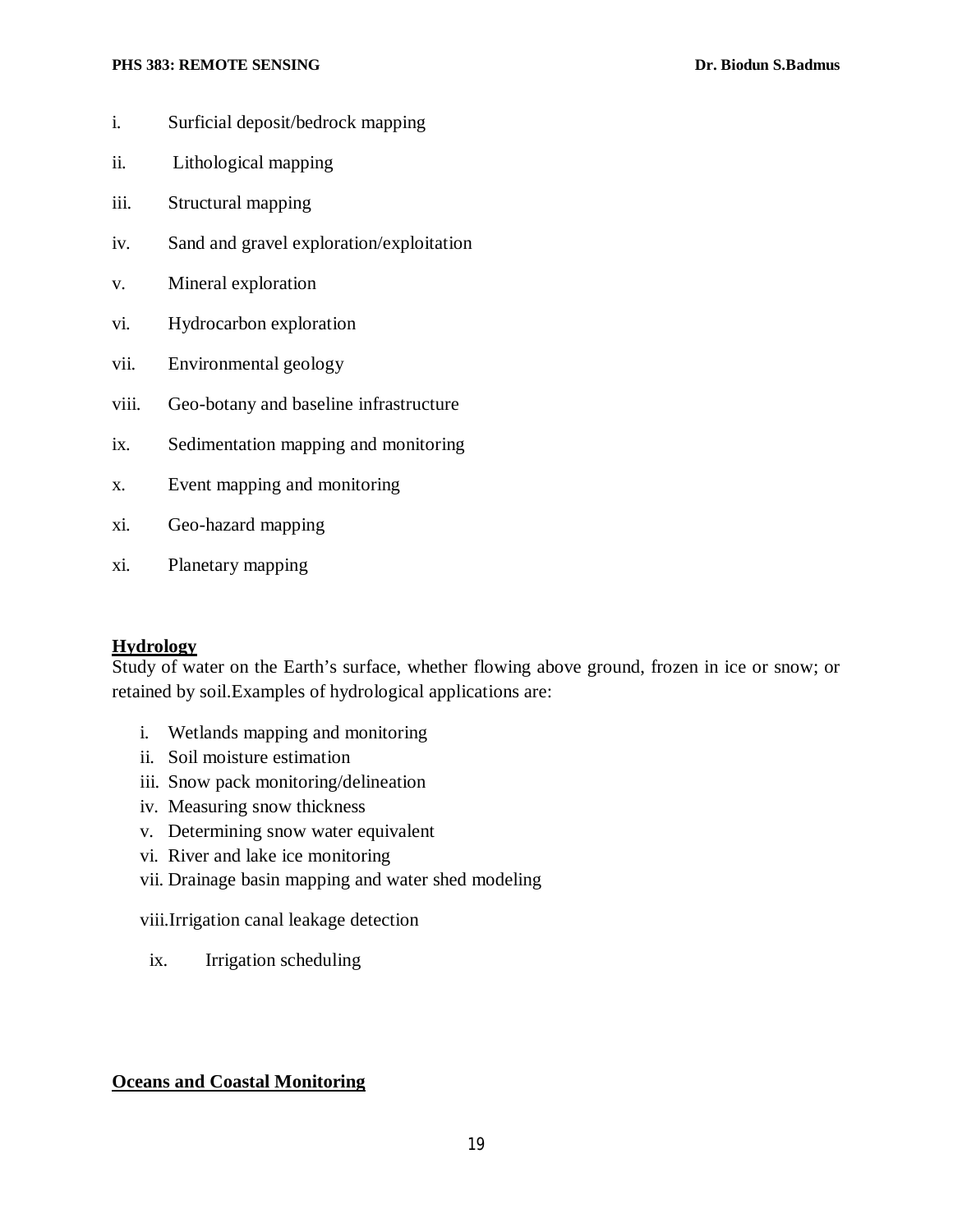i. Surficial deposit/bedrock mapping

ii. Lithological mapping

iii. Structural mapping

iv. Sand and gravel exploration/exploitation

v. Mineral exploration

vi. Hydrocarbon exploration

vii. Environmental geology

viii. Geo-botany and baseline infrastructure

ix. Sedimentation mapping and monitoring

x. Event mapping and monitoring

xi. Geo-hazard mapping

xi. Planetary mapping

**Hydrology**

Study of water on the Earth's surface, whether flowing above ground, frozen in ice or snow; or retained by soil.Examples of hydrological applications are:

i. Wetlands mapping and monitoring
ii. Soil moisture estimation
iii. Snow pack monitoring/delineation
iv. Measuring snow thickness
v. Determining snow water equivalent
vi. River and lake ice monitoring
vii. Drainage basin mapping and water shed modeling

viii.Irrigation canal leakage detection

ix. Irrigation scheduling

**Oceans and Coastal Monitoring**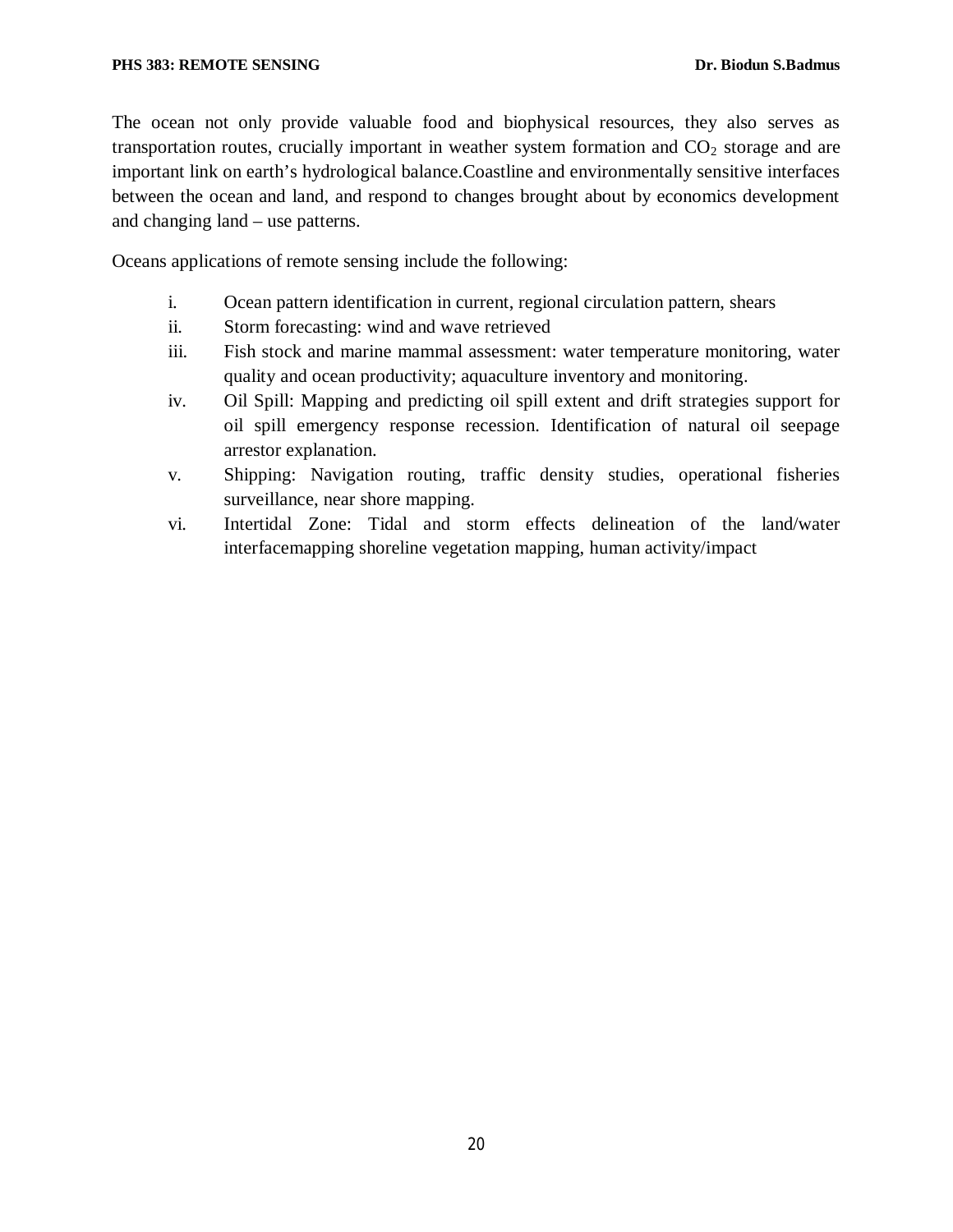The ocean not only provide valuable food and biophysical resources, they also serves as transportation routes, crucially important in weather system formation and $CO_2$ storage and are important link on earth's hydrological balance.Coastline and environmentally sensitive interfaces between the ocean and land, and respond to changes brought about by economics development and changing land – use patterns.

Oceans applications of remote sensing include the following:

i. Ocean pattern identification in current, regional circulation pattern, shears
ii. Storm forecasting: wind and wave retrieved
iii. Fish stock and marine mammal assessment: water temperature monitoring, water quality and ocean productivity; aquaculture inventory and monitoring.
iv. Oil Spill: Mapping and predicting oil spill extent and drift strategies support for oil spill emergency response recession. Identification of natural oil seepage arrestor explanation.
v. Shipping: Navigation routing, traffic density studies, operational fisheries surveillance, near shore mapping.
vi. Intertidal Zone: Tidal and storm effects delineation of the land/water interfacemapping shoreline vegetation mapping, human activity/impact